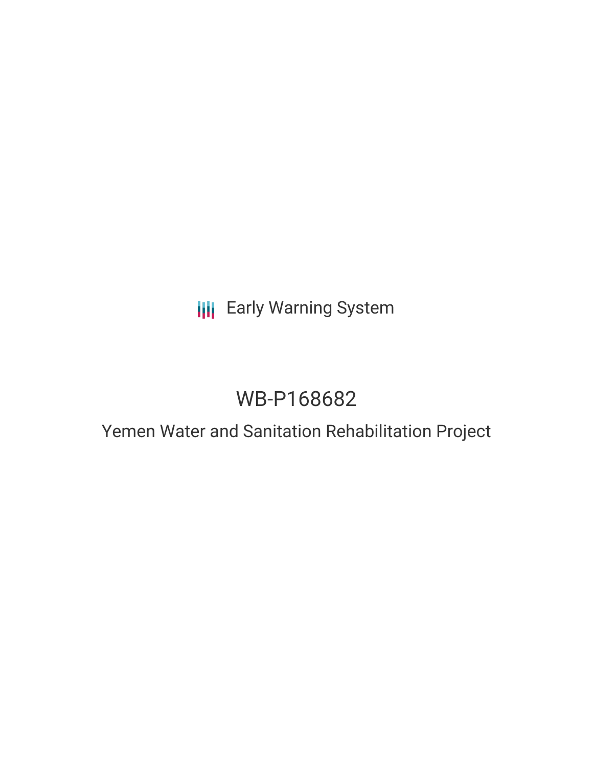Early Warning System

# WB-P168682

## Yemen Water and Sanitation Rehabilitation Project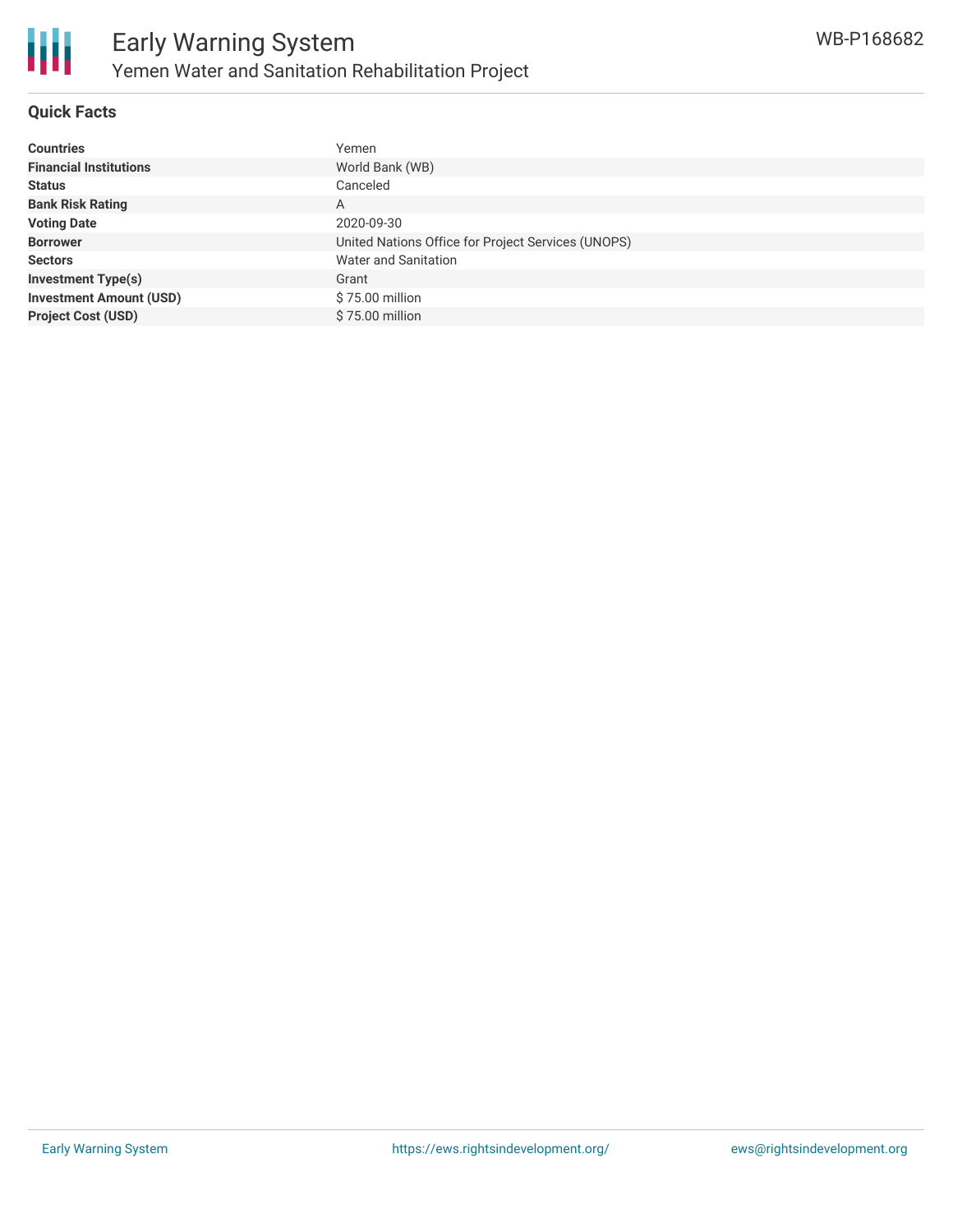## Quick Facts

| | |
|---|---|
| **Countries** | Yemen |
| **Financial Institutions** | World Bank (WB) |
| **Status** | Canceled |
| **Bank Risk Rating** | A |
| **Voting Date** | 2020-09-30 |
| **Borrower** | United Nations Office for Project Services (UNOPS) |
| **Sectors** | Water and Sanitation |
| **Investment Type(s)** | Grant |
| **Investment Amount (USD)** | $ 75.00 million |
| **Project Cost (USD)** | $ 75.00 million |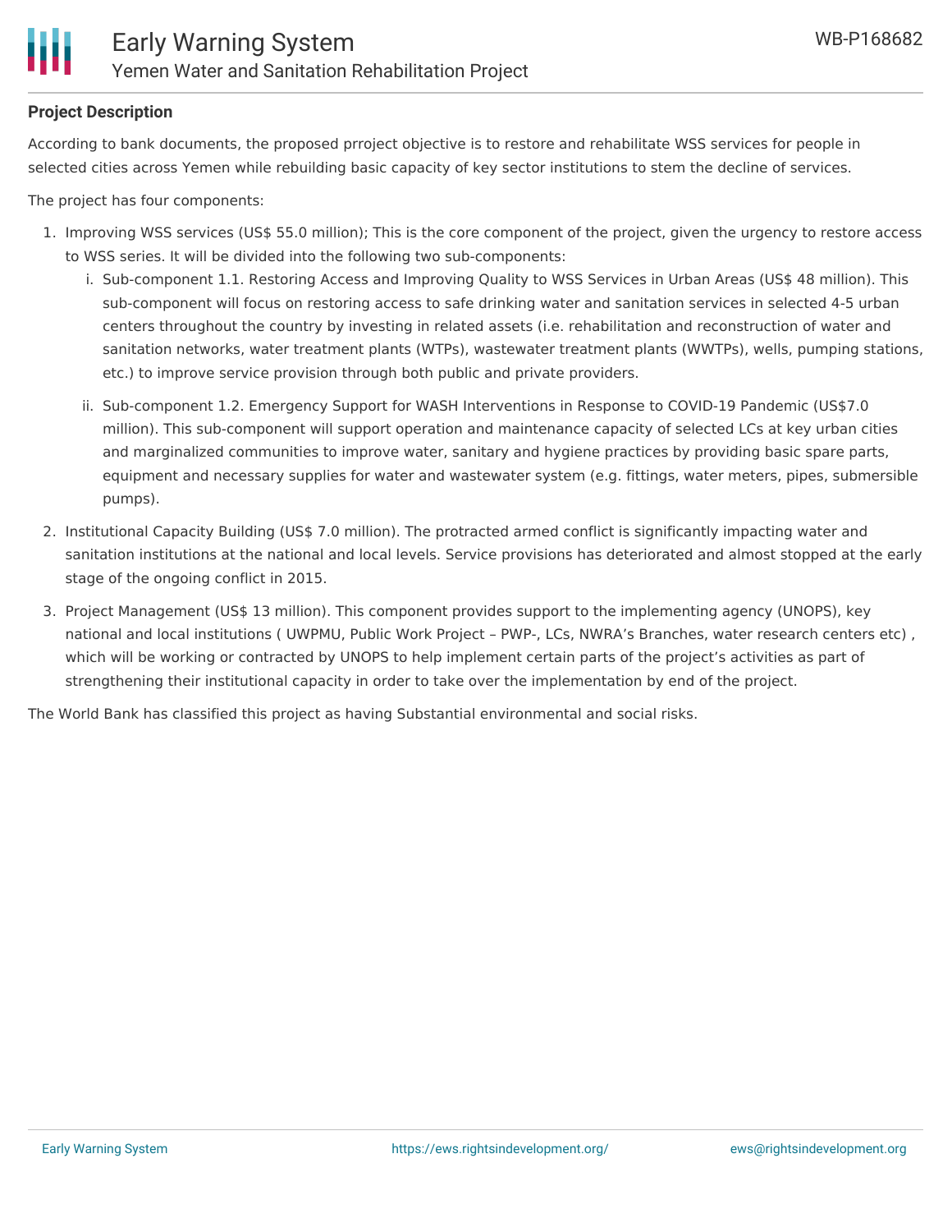**Project Description**

According to bank documents, the proposed prroject objective is to restore and rehabilitate WSS services for people in selected cities across Yemen while rebuilding basic capacity of key sector institutions to stem the decline of services.

The project has four components:

1. Improving WSS services (US$ 55.0 million); This is the core component of the project, given the urgency to restore access to WSS series. It will be divided into the following two sub-components:
   i. Sub-component 1.1. Restoring Access and Improving Quality to WSS Services in Urban Areas (US$ 48 million). This sub-component will focus on restoring access to safe drinking water and sanitation services in selected 4-5 urban centers throughout the country by investing in related assets (i.e. rehabilitation and reconstruction of water and sanitation networks, water treatment plants (WTPs), wastewater treatment plants (WWTPs), wells, pumping stations, etc.) to improve service provision through both public and private providers.

   ii. Sub-component 1.2. Emergency Support for WASH Interventions in Response to COVID-19 Pandemic (US$7.0 million). This sub-component will support operation and maintenance capacity of selected LCs at key urban cities and marginalized communities to improve water, sanitary and hygiene practices by providing basic spare parts, equipment and necessary supplies for water and wastewater system (e.g. fittings, water meters, pipes, submersible pumps).
2. Institutional Capacity Building (US$ 7.0 million). The protracted armed conflict is significantly impacting water and sanitation institutions at the national and local levels. Service provisions has deteriorated and almost stopped at the early stage of the ongoing conflict in 2015.
3. Project Management (US$ 13 million). This component provides support to the implementing agency (UNOPS), key national and local institutions ( UWPMU, Public Work Project – PWP-, LCs, NWRA's Branches, water research centers etc) , which will be working or contracted by UNOPS to help implement certain parts of the project's activities as part of strengthening their institutional capacity in order to take over the implementation by end of the project.

The World Bank has classified this project as having Substantial environmental and social risks.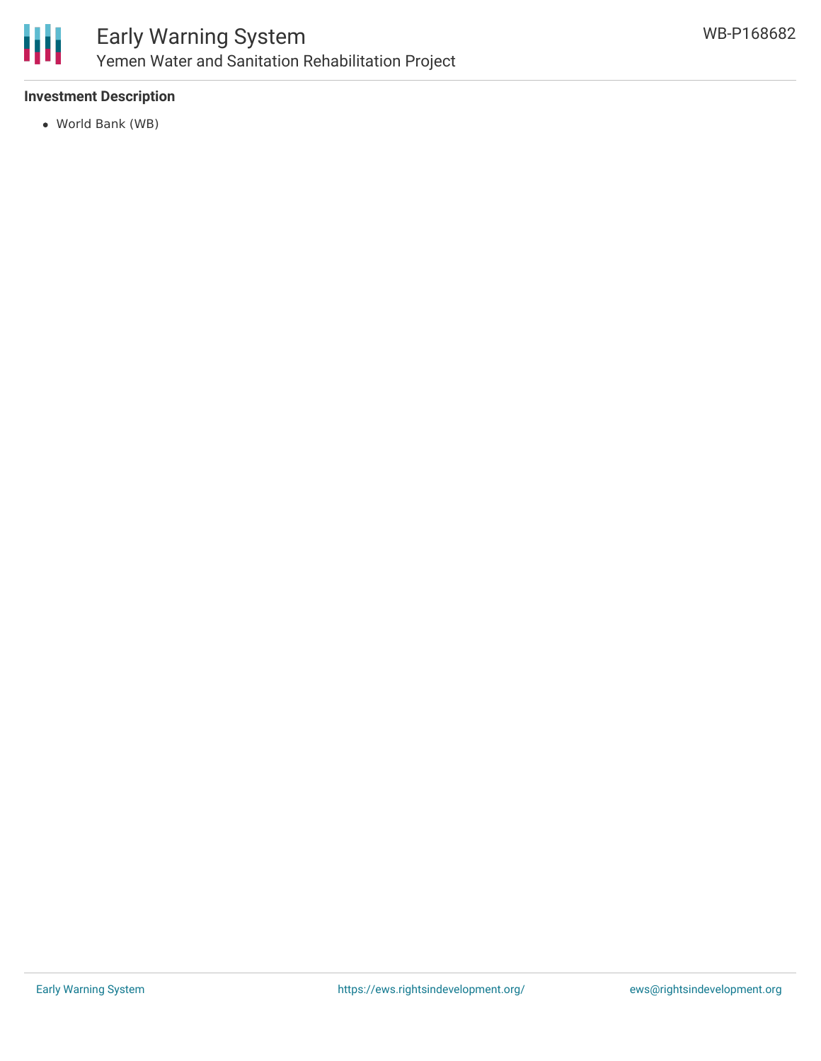**Investment Description**

- World Bank (WB)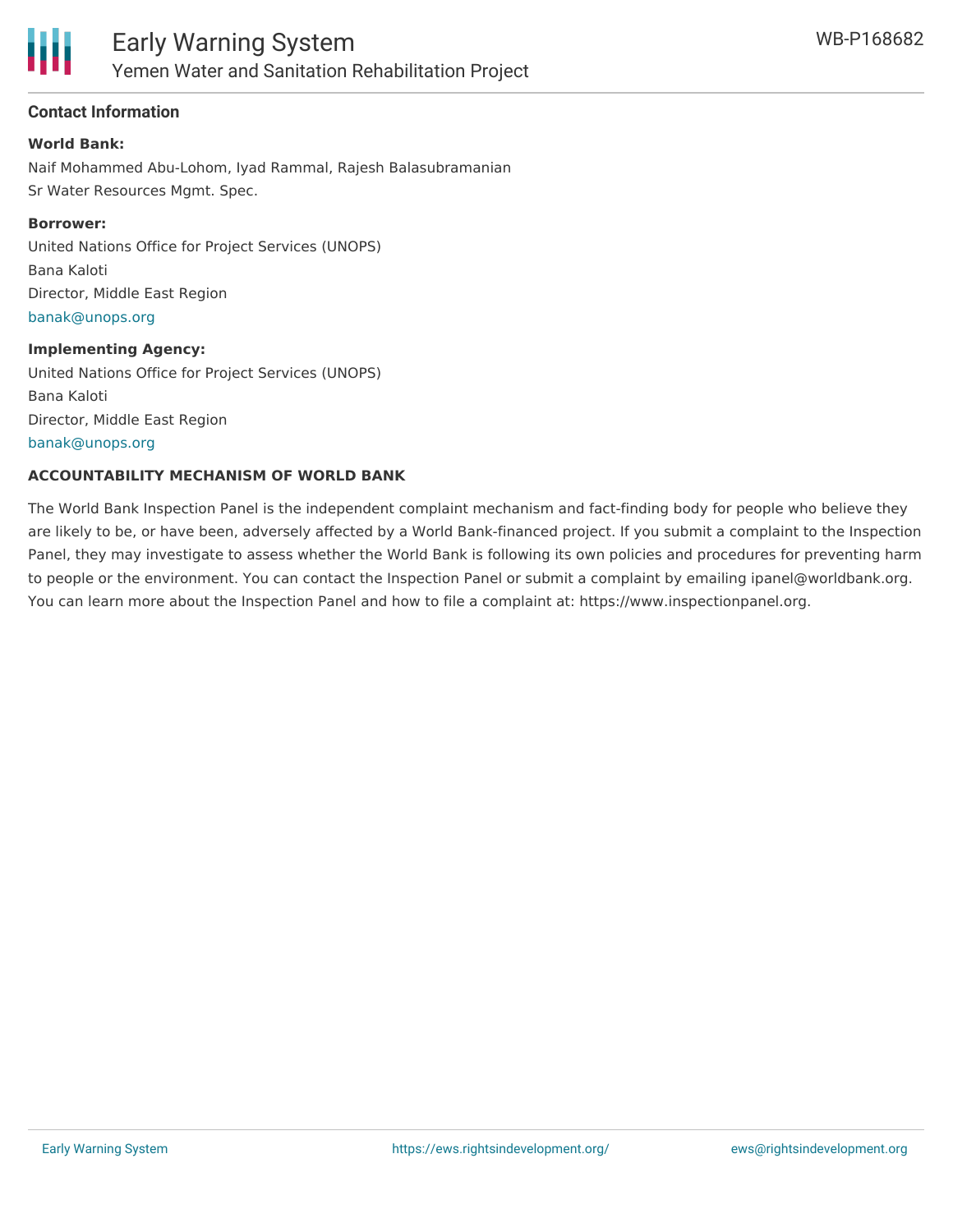## Contact Information

**World Bank:**

Naif Mohammed Abu-Lohom, Iyad Rammal, Rajesh Balasubramanian
Sr Water Resources Mgmt. Spec.

**Borrower:**

United Nations Office for Project Services (UNOPS)
Bana Kaloti
Director, Middle East Region
banak@unops.org

**Implementing Agency:**

United Nations Office for Project Services (UNOPS)
Bana Kaloti
Director, Middle East Region
banak@unops.org

**ACCOUNTABILITY MECHANISM OF WORLD BANK**

The World Bank Inspection Panel is the independent complaint mechanism and fact-finding body for people who believe they are likely to be, or have been, adversely affected by a World Bank-financed project. If you submit a complaint to the Inspection Panel, they may investigate to assess whether the World Bank is following its own policies and procedures for preventing harm to people or the environment. You can contact the Inspection Panel or submit a complaint by emailing ipanel@worldbank.org. You can learn more about the Inspection Panel and how to file a complaint at: https://www.inspectionpanel.org.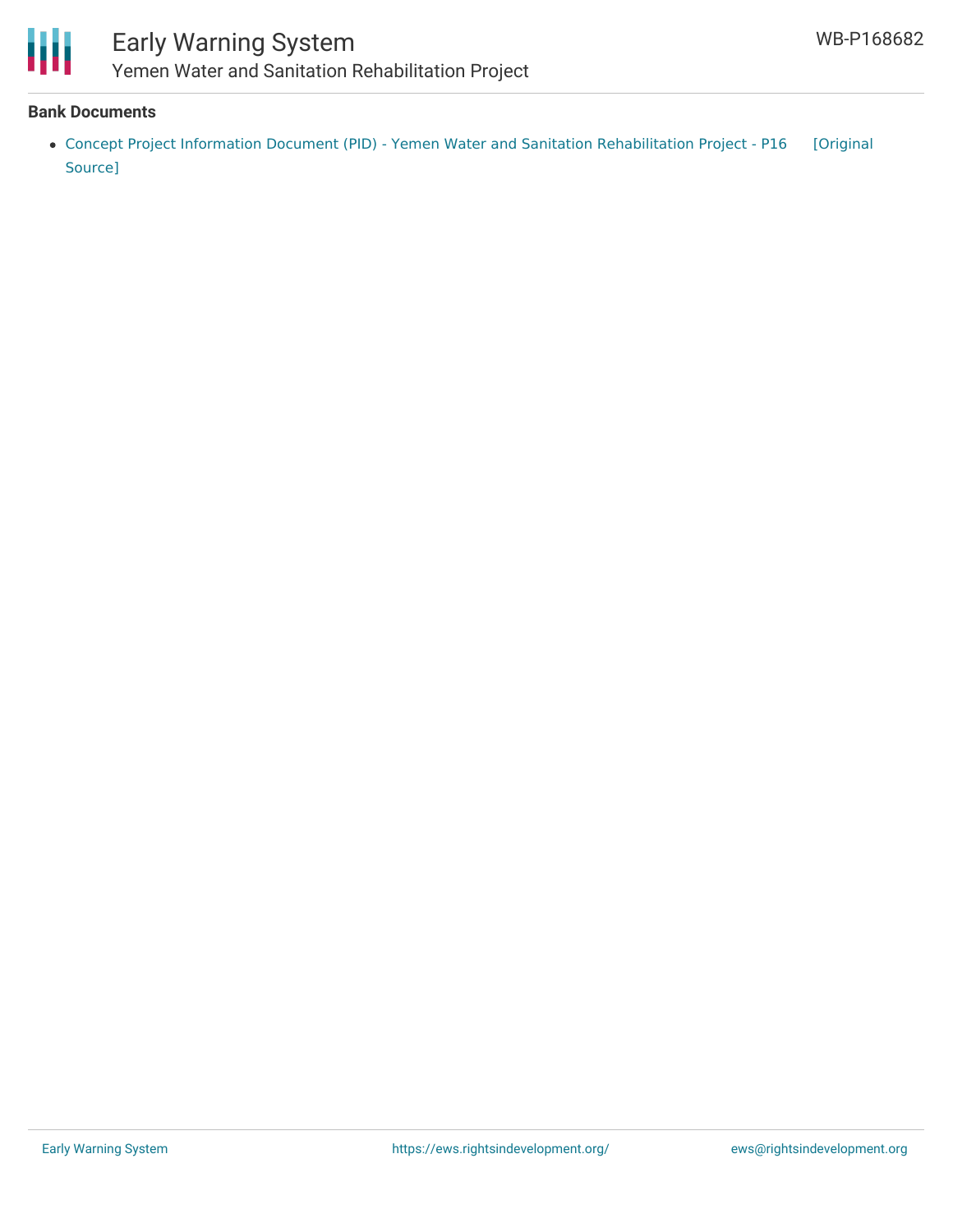**Bank Documents**

- Concept Project Information Document (PID) - Yemen Water and Sanitation Rehabilitation Project - P16 [Original Source]